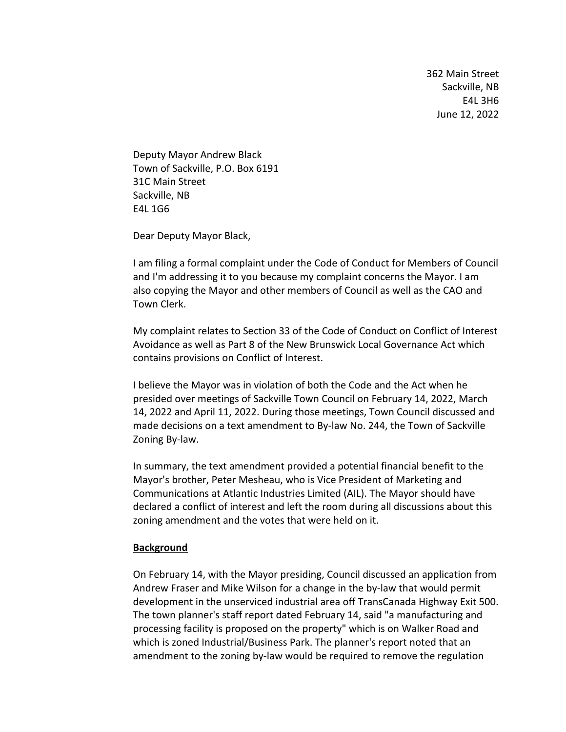362 Main Street
Sackville, NB
E4L 3H6
June 12, 2022

Deputy Mayor Andrew Black
Town of Sackville, P.O. Box 6191
31C Main Street
Sackville, NB
E4L 1G6

Dear Deputy Mayor Black,

I am filing a formal complaint under the Code of Conduct for Members of Council and I'm addressing it to you because my complaint concerns the Mayor. I am also copying the Mayor and other members of Council as well as the CAO and Town Clerk.

My complaint relates to Section 33 of the Code of Conduct on Conflict of Interest Avoidance as well as Part 8 of the New Brunswick Local Governance Act which contains provisions on Conflict of Interest.

I believe the Mayor was in violation of both the Code and the Act when he presided over meetings of Sackville Town Council on February 14, 2022, March 14, 2022 and April 11, 2022. During those meetings, Town Council discussed and made decisions on a text amendment to By-law No. 244, the Town of Sackville Zoning By-law.

In summary, the text amendment provided a potential financial benefit to the Mayor's brother, Peter Mesheau, who is Vice President of Marketing and Communications at Atlantic Industries Limited (AIL). The Mayor should have declared a conflict of interest and left the room during all discussions about this zoning amendment and the votes that were held on it.

**Background**

On February 14, with the Mayor presiding, Council discussed an application from Andrew Fraser and Mike Wilson for a change in the by-law that would permit development in the unserviced industrial area off TransCanada Highway Exit 500. The town planner's staff report dated February 14, said "a manufacturing and processing facility is proposed on the property" which is on Walker Road and which is zoned Industrial/Business Park. The planner's report noted that an amendment to the zoning by-law would be required to remove the regulation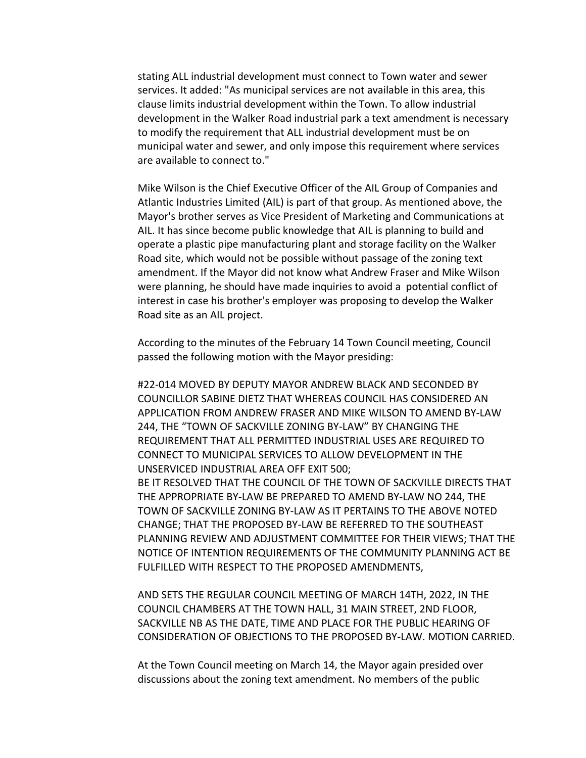stating ALL industrial development must connect to Town water and sewer services. It added: "As municipal services are not available in this area, this clause limits industrial development within the Town. To allow industrial development in the Walker Road industrial park a text amendment is necessary to modify the requirement that ALL industrial development must be on municipal water and sewer, and only impose this requirement where services are available to connect to."

Mike Wilson is the Chief Executive Officer of the AIL Group of Companies and Atlantic Industries Limited (AIL) is part of that group. As mentioned above, the Mayor's brother serves as Vice President of Marketing and Communications at AIL. It has since become public knowledge that AIL is planning to build and operate a plastic pipe manufacturing plant and storage facility on the Walker Road site, which would not be possible without passage of the zoning text amendment. If the Mayor did not know what Andrew Fraser and Mike Wilson were planning, he should have made inquiries to avoid a potential conflict of interest in case his brother's employer was proposing to develop the Walker Road site as an AIL project.

According to the minutes of the February 14 Town Council meeting, Council passed the following motion with the Mayor presiding:

#22-014 MOVED BY DEPUTY MAYOR ANDREW BLACK AND SECONDED BY COUNCILLOR SABINE DIETZ THAT WHEREAS COUNCIL HAS CONSIDERED AN APPLICATION FROM ANDREW FRASER AND MIKE WILSON TO AMEND BY-LAW 244, THE "TOWN OF SACKVILLE ZONING BY-LAW" BY CHANGING THE REQUIREMENT THAT ALL PERMITTED INDUSTRIAL USES ARE REQUIRED TO CONNECT TO MUNICIPAL SERVICES TO ALLOW DEVELOPMENT IN THE UNSERVICED INDUSTRIAL AREA OFF EXIT 500;
BE IT RESOLVED THAT THE COUNCIL OF THE TOWN OF SACKVILLE DIRECTS THAT THE APPROPRIATE BY-LAW BE PREPARED TO AMEND BY-LAW NO 244, THE TOWN OF SACKVILLE ZONING BY-LAW AS IT PERTAINS TO THE ABOVE NOTED CHANGE; THAT THE PROPOSED BY-LAW BE REFERRED TO THE SOUTHEAST PLANNING REVIEW AND ADJUSTMENT COMMITTEE FOR THEIR VIEWS; THAT THE NOTICE OF INTENTION REQUIREMENTS OF THE COMMUNITY PLANNING ACT BE FULFILLED WITH RESPECT TO THE PROPOSED AMENDMENTS,

AND SETS THE REGULAR COUNCIL MEETING OF MARCH 14TH, 2022, IN THE COUNCIL CHAMBERS AT THE TOWN HALL, 31 MAIN STREET, 2ND FLOOR, SACKVILLE NB AS THE DATE, TIME AND PLACE FOR THE PUBLIC HEARING OF CONSIDERATION OF OBJECTIONS TO THE PROPOSED BY-LAW. MOTION CARRIED.

At the Town Council meeting on March 14, the Mayor again presided over discussions about the zoning text amendment. No members of the public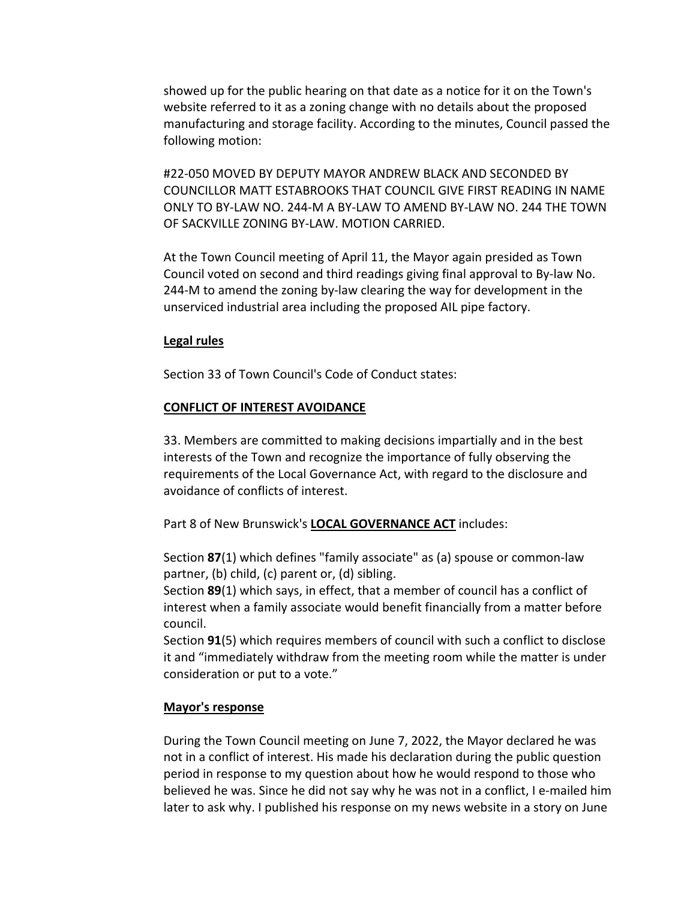showed up for the public hearing on that date as a notice for it on the Town's website referred to it as a zoning change with no details about the proposed manufacturing and storage facility. According to the minutes, Council passed the following motion:

#22-050 MOVED BY DEPUTY MAYOR ANDREW BLACK AND SECONDED BY COUNCILLOR MATT ESTABROOKS THAT COUNCIL GIVE FIRST READING IN NAME ONLY TO BY-LAW NO. 244-M A BY-LAW TO AMEND BY-LAW NO. 244 THE TOWN OF SACKVILLE ZONING BY-LAW. MOTION CARRIED.

At the Town Council meeting of April 11, the Mayor again presided as Town Council voted on second and third readings giving final approval to By-law No. 244-M to amend the zoning by-law clearing the way for development in the unserviced industrial area including the proposed AIL pipe factory.

**Legal rules**

Section 33 of Town Council's Code of Conduct states:

**CONFLICT OF INTEREST AVOIDANCE**

33. Members are committed to making decisions impartially and in the best interests of the Town and recognize the importance of fully observing the requirements of the Local Governance Act, with regard to the disclosure and avoidance of conflicts of interest.

Part 8 of New Brunswick's **LOCAL GOVERNANCE ACT** includes:

Section **87**(1) which defines "family associate" as (a) spouse or common-law partner, (b) child, (c) parent or, (d) sibling.
Section **89**(1) which says, in effect, that a member of council has a conflict of interest when a family associate would benefit financially from a matter before council.
Section **91**(5) which requires members of council with such a conflict to disclose it and "immediately withdraw from the meeting room while the matter is under consideration or put to a vote."

**Mayor's response**

During the Town Council meeting on June 7, 2022, the Mayor declared he was not in a conflict of interest. His made his declaration during the public question period in response to my question about how he would respond to those who believed he was. Since he did not say why he was not in a conflict, I e-mailed him later to ask why. I published his response on my news website in a story on June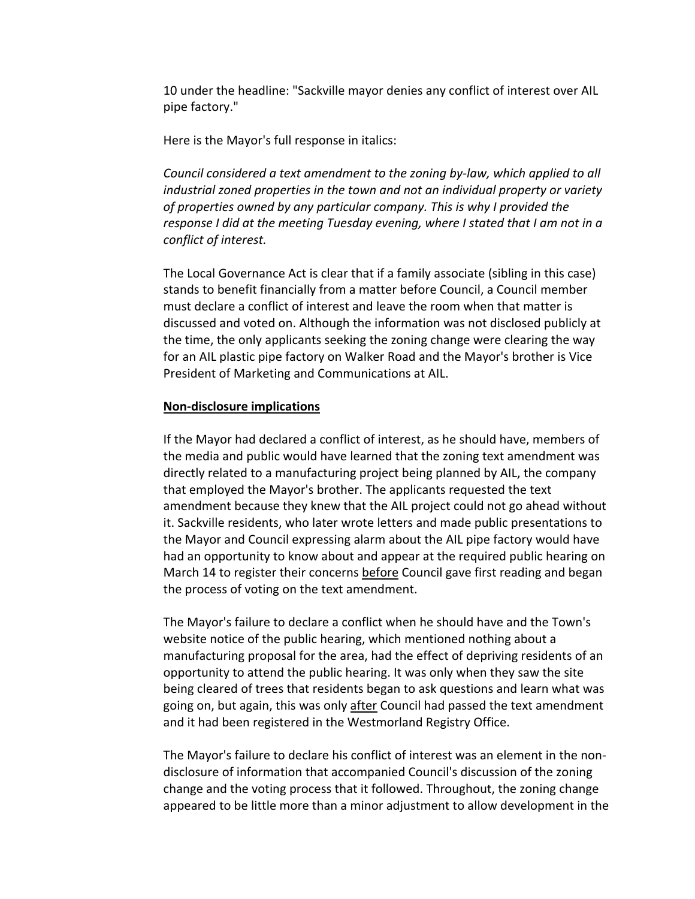10 under the headline: "Sackville mayor denies any conflict of interest over AIL pipe factory."

Here is the Mayor's full response in italics:

*Council considered a text amendment to the zoning by-law, which applied to all industrial zoned properties in the town and not an individual property or variety of properties owned by any particular company. This is why I provided the response I did at the meeting Tuesday evening, where I stated that I am not in a conflict of interest.*

The Local Governance Act is clear that if a family associate (sibling in this case) stands to benefit financially from a matter before Council, a Council member must declare a conflict of interest and leave the room when that matter is discussed and voted on. Although the information was not disclosed publicly at the time, the only applicants seeking the zoning change were clearing the way for an AIL plastic pipe factory on Walker Road and the Mayor's brother is Vice President of Marketing and Communications at AIL.

**Non-disclosure implications**

If the Mayor had declared a conflict of interest, as he should have, members of the media and public would have learned that the zoning text amendment was directly related to a manufacturing project being planned by AIL, the company that employed the Mayor's brother. The applicants requested the text amendment because they knew that the AIL project could not go ahead without it. Sackville residents, who later wrote letters and made public presentations to the Mayor and Council expressing alarm about the AIL pipe factory would have had an opportunity to know about and appear at the required public hearing on March 14 to register their concerns before Council gave first reading and began the process of voting on the text amendment.

The Mayor's failure to declare a conflict when he should have and the Town's website notice of the public hearing, which mentioned nothing about a manufacturing proposal for the area, had the effect of depriving residents of an opportunity to attend the public hearing. It was only when they saw the site being cleared of trees that residents began to ask questions and learn what was going on, but again, this was only after Council had passed the text amendment and it had been registered in the Westmorland Registry Office.

The Mayor's failure to declare his conflict of interest was an element in the non-disclosure of information that accompanied Council's discussion of the zoning change and the voting process that it followed. Throughout, the zoning change appeared to be little more than a minor adjustment to allow development in the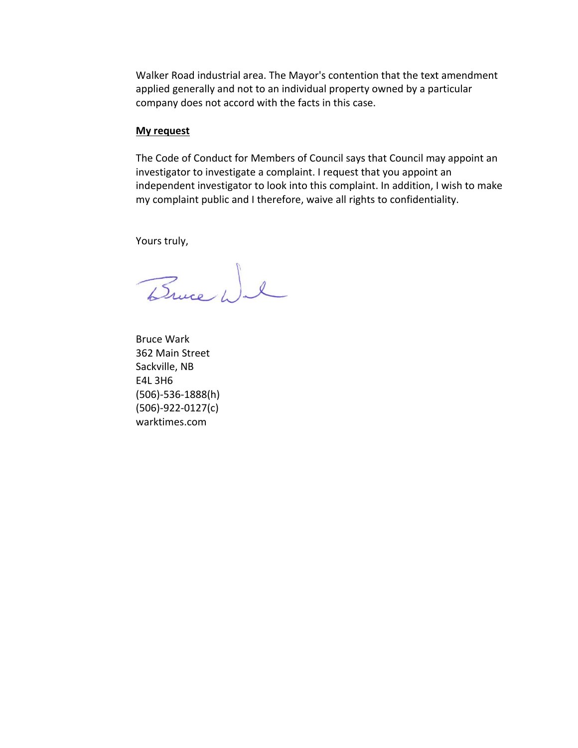Walker Road industrial area. The Mayor's contention that the text amendment applied generally and not to an individual property owned by a particular company does not accord with the facts in this case.

**My request**

The Code of Conduct for Members of Council says that Council may appoint an investigator to investigate a complaint. I request that you appoint an independent investigator to look into this complaint. In addition, I wish to make my complaint public and I therefore, waive all rights to confidentiality.

Yours truly,

Bruce Wark
362 Main Street
Sackville, NB
E4L 3H6
(506)-536-1888(h)
(506)-922-0127(c)
warktimes.com